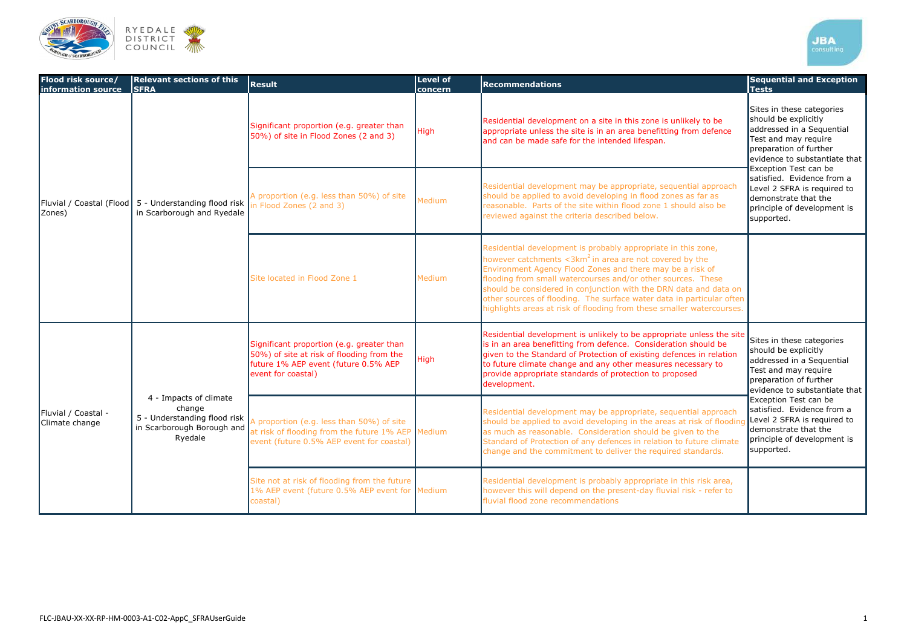| Flood risk source/ information source | Relevant sections of this SFRA | Result | Level of concern | Recommendations | Sequential and Exception Tests |
|---|---|---|---|---|---|
| Fluvial / Coastal (Flood Zones) | 5 - Understanding flood risk in Scarborough and Ryedale | Significant proportion (e.g. greater than 50%) of site in Flood Zones (2 and 3) | High | Residential development on a site in this zone is unlikely to be appropriate unless the site is in an area benefitting from defence and can be made safe for the intended lifespan. | Sites in these categories should be explicitly addressed in a Sequential Test and may require preparation of further evidence to substantiate that Exception Test can be satisfied. Evidence from a Level 2 SFRA is required to demonstrate that the principle of development is supported. |
| | | A proportion (e.g. less than 50%) of site in Flood Zones (2 and 3) | Medium | Residential development may be appropriate, sequential approach should be applied to avoid developing in flood zones as far as reasonable. Parts of the site within flood zone 1 should also be reviewed against the criteria described below. | |
| | | Site located in Flood Zone 1 | Medium | Residential development is probably appropriate in this zone, however catchments <3km$^2$ in area are not covered by the Environment Agency Flood Zones and there may be a risk of flooding from small watercourses and/or other sources. These should be considered in conjunction with the DRN data and data on other sources of flooding. The surface water data in particular often highlights areas at risk of flooding from these smaller watercourses. | |
| Fluvial / Coastal - Climate change | 4 - Impacts of climate change<br>5 - Understanding flood risk in Scarborough Borough and Ryedale | Significant proportion (e.g. greater than 50%) of site at risk of flooding from the future 1% AEP event (future 0.5% AEP event for coastal) | High | Residential development is unlikely to be appropriate unless the site is in an area benefitting from defence. Consideration should be given to the Standard of Protection of existing defences in relation to future climate change and any other measures necessary to provide appropriate standards of protection to proposed development. | Sites in these categories should be explicitly addressed in a Sequential Test and may require preparation of further evidence to substantiate that Exception Test can be satisfied. Evidence from a Level 2 SFRA is required to demonstrate that the principle of development is supported. |
| | | A proportion (e.g. less than 50%) of site at risk of flooding from the future 1% AEP event (future 0.5% AEP event for coastal) | Medium | Residential development may be appropriate, sequential approach should be applied to avoid developing in the areas at risk of flooding as much as reasonable. Consideration should be given to the Standard of Protection of any defences in relation to future climate change and the commitment to deliver the required standards. | |
| | | Site not at risk of flooding from the future 1% AEP event (future 0.5% AEP event for coastal) | Medium | Residential development is probably appropriate in this risk area, however this will depend on the present-day fluvial risk - refer to fluvial flood zone recommendations | |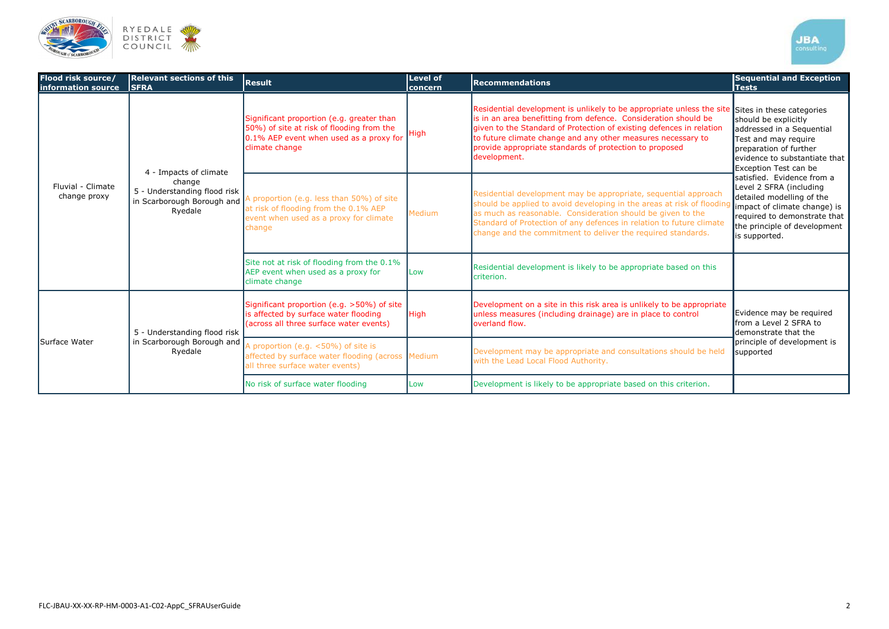| Flood risk source/ information source | Relevant sections of this SFRA | Result | Level of concern | Recommendations | Sequential and Exception Tests |
|---|---|---|---|---|---|
| Fluvial - Climate change proxy | 4 - Impacts of climate change 5 - Understanding flood risk in Scarborough Borough and Ryedale | Significant proportion (e.g. greater than 50%) of site at risk of flooding from the 0.1% AEP event when used as a proxy for climate change | High | Residential development is unlikely to be appropriate unless the site is in an area benefitting from defence. Consideration should be given to the Standard of Protection of existing defences in relation to future climate change and any other measures necessary to provide appropriate standards of protection to proposed development. | Sites in these categories should be explicitly addressed in a Sequential Test and may require preparation of further evidence to substantiate that Exception Test can be satisfied. Evidence from a Level 2 SFRA (including detailed modelling of the impact of climate change) is required to demonstrate that the principle of development is supported. |
| | | A proportion (e.g. less than 50%) of site at risk of flooding from the 0.1% AEP event when used as a proxy for climate change | Medium | Residential development may be appropriate, sequential approach should be applied to avoid developing in the areas at risk of flooding as much as reasonable. Consideration should be given to the Standard of Protection of any defences in relation to future climate change and the commitment to deliver the required standards. | |
| | | Site not at risk of flooding from the 0.1% AEP event when used as a proxy for climate change | Low | Residential development is likely to be appropriate based on this criterion. | |
| Surface Water | 5 - Understanding flood risk in Scarborough Borough and Ryedale | Significant proportion (e.g. >50%) of site is affected by surface water flooding (across all three surface water events) | High | Development on a site in this risk area is unlikely to be appropriate unless measures (including drainage) are in place to control overland flow. | Evidence may be required from a Level 2 SFRA to demonstrate that the principle of development is supported |
| | | A proportion (e.g. <50%) of site is affected by surface water flooding (across all three surface water events) | Medium | Development may be appropriate and consultations should be held with the Lead Local Flood Authority. | |
| | | No risk of surface water flooding | Low | Development is likely to be appropriate based on this criterion. | |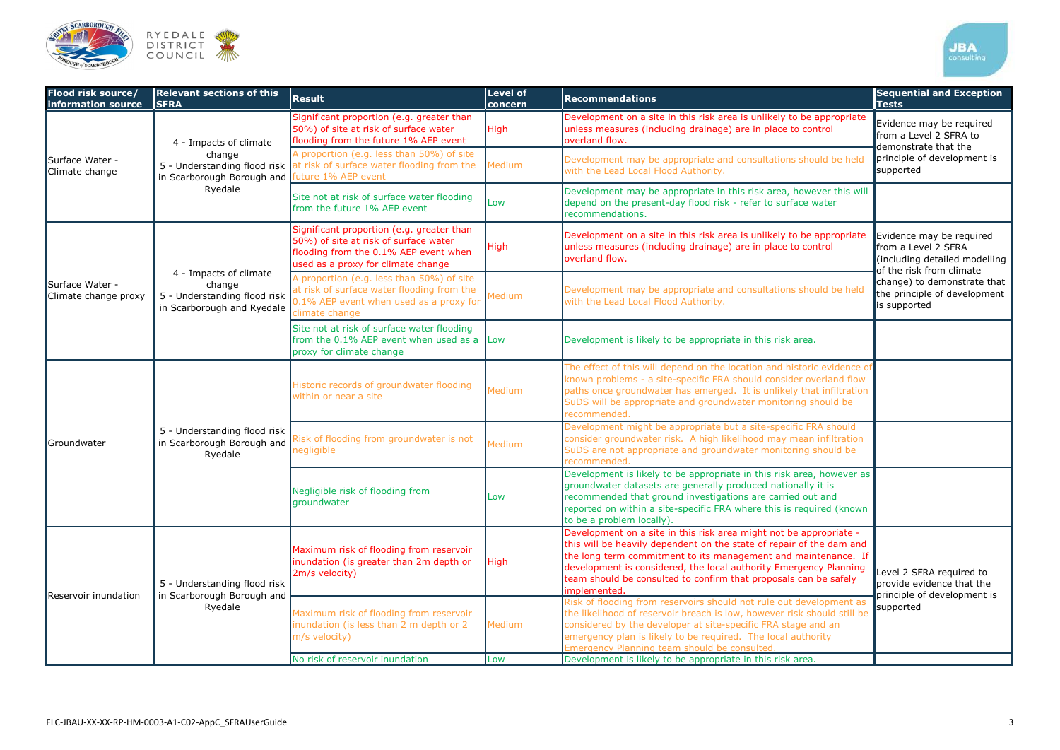| Flood risk source/ information source | Relevant sections of this SFRA | Result | Level of concern | Recommendations | Sequential and Exception Tests |
|---|---|---|---|---|---|
| Surface Water - Climate change | 4 - Impacts of climate change<br>5 - Understanding flood risk in Scarborough Borough and Ryedale | Significant proportion (e.g. greater than 50%) of site at risk of surface water flooding from the future 1% AEP event | High | Development on a site in this risk area is unlikely to be appropriate unless measures (including drainage) are in place to control overland flow. | Evidence may be required from a Level 2 SFRA to demonstrate that the principle of development is supported |
| | | A proportion (e.g. less than 50%) of site at risk of surface water flooding from the future 1% AEP event | Medium | Development may be appropriate and consultations should be held with the Lead Local Flood Authority. | |
| | | Site not at risk of surface water flooding from the future 1% AEP event | Low | Development may be appropriate in this risk area, however this will depend on the present-day flood risk - refer to surface water recommendations. | |
| Surface Water - Climate change proxy | 4 - Impacts of climate change<br>5 - Understanding flood risk in Scarborough and Ryedale | Significant proportion (e.g. greater than 50%) of site at risk of surface water flooding from the 0.1% AEP event when used as a proxy for climate change | High | Development on a site in this risk area is unlikely to be appropriate unless measures (including drainage) are in place to control overland flow. | Evidence may be required from a Level 2 SFRA (including detailed modelling of the risk from climate change) to demonstrate that the principle of development is supported |
| | | A proportion (e.g. less than 50%) of site at risk of surface water flooding from the 0.1% AEP event when used as a proxy for climate change | Medium | Development may be appropriate and consultations should be held with the Lead Local Flood Authority. | |
| | | Site not at risk of surface water flooding from the 0.1% AEP event when used as a proxy for climate change | Low | Development is likely to be appropriate in this risk area. | |
| Groundwater | 5 - Understanding flood risk in Scarborough Borough and Ryedale | Historic records of groundwater flooding within or near a site | Medium | The effect of this will depend on the location and historic evidence of known problems - a site-specific FRA should consider overland flow paths once groundwater has emerged. It is unlikely that infiltration SuDS will be appropriate and groundwater monitoring should be recommended. | |
| | | Risk of flooding from groundwater is not negligible | Medium | Development might be appropriate but a site-specific FRA should consider groundwater risk. A high likelihood may mean infiltration SuDS are not appropriate and groundwater monitoring should be recommended. | |
| | | Negligible risk of flooding from groundwater | Low | Development is likely to be appropriate in this risk area, however as groundwater datasets are generally produced nationally it is recommended that ground investigations are carried out and reported on within a site-specific FRA where this is required (known to be a problem locally). | |
| Reservoir inundation | 5 - Understanding flood risk in Scarborough Borough and Ryedale | Maximum risk of flooding from reservoir inundation (is greater than 2m depth or 2m/s velocity) | High | Development on a site in this risk area might not be appropriate - this will be heavily dependent on the state of repair of the dam and the long term commitment to its management and maintenance. If development is considered, the local authority Emergency Planning team should be consulted to confirm that proposals can be safely implemented. | Level 2 SFRA required to provide evidence that the principle of development is supported |
| | | Maximum risk of flooding from reservoir inundation (is less than 2 m depth or 2 m/s velocity) | Medium | Risk of flooding from reservoirs should not rule out development as the likelihood of reservoir breach is low, however risk should still be considered by the developer at site-specific FRA stage and an emergency plan is likely to be required. The local authority Emergency Planning team should be consulted. | |
| | | No risk of reservoir inundation | Low | Development is likely to be appropriate in this risk area. | |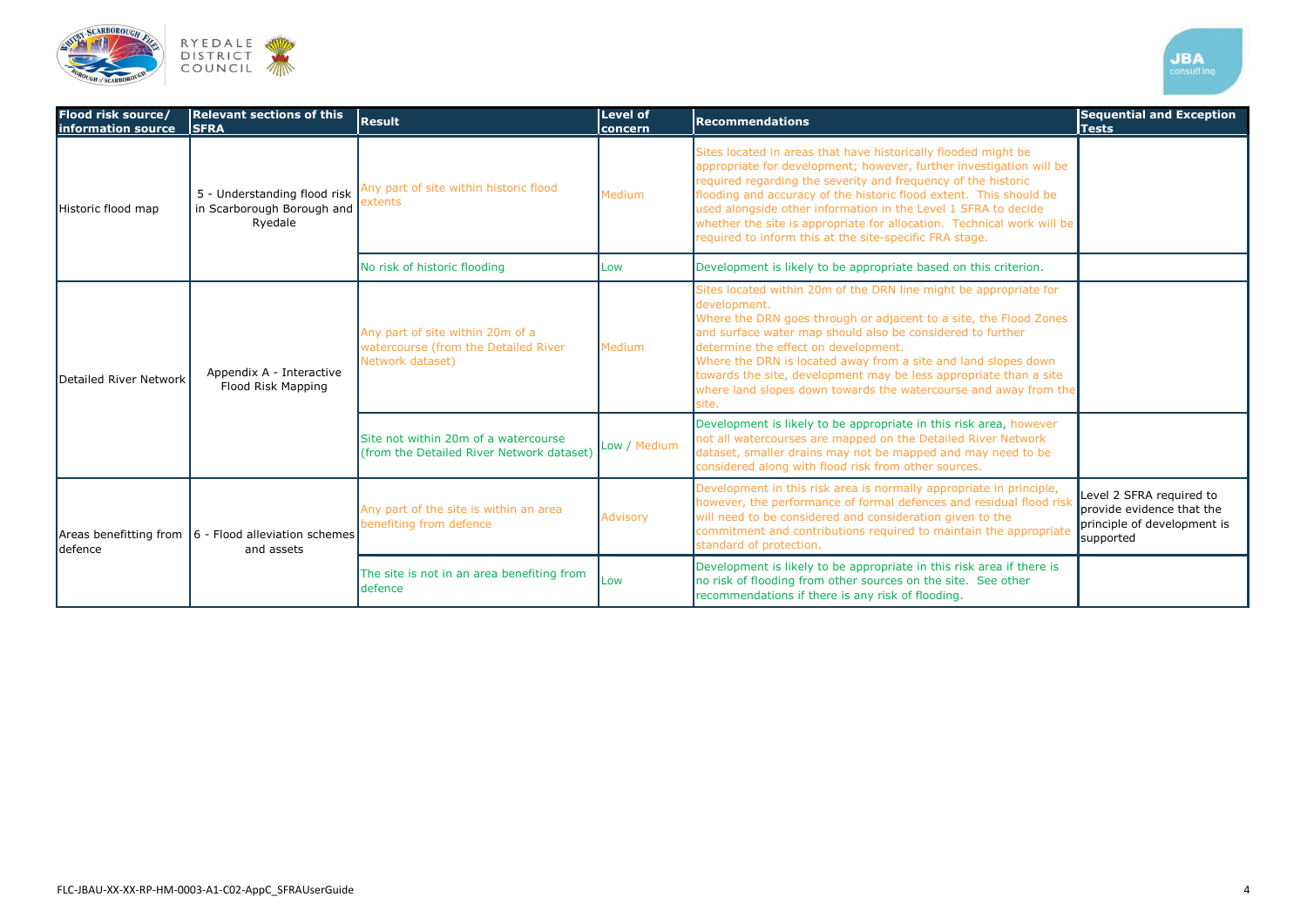| Flood risk source/ information source | Relevant sections of this SFRA | Result | Level of concern | Recommendations | Sequential and Exception Tests |
|---|---|---|---|---|---|
| Historic flood map | 5 - Understanding flood risk in Scarborough Borough and Ryedale | Any part of site within historic flood extents | Medium | Sites located in areas that have historically flooded might be appropriate for development; however, further investigation will be required regarding the severity and frequency of the historic flooding and accuracy of the historic flood extent. This should be used alongside other information in the Level 1 SFRA to decide whether the site is appropriate for allocation. Technical work will be required to inform this at the site-specific FRA stage. | |
| | | No risk of historic flooding | Low | Development is likely to be appropriate based on this criterion. | |
| Detailed River Network | Appendix A - Interactive Flood Risk Mapping | Any part of site within 20m of a watercourse (from the Detailed River Network dataset) | Medium | Sites located within 20m of the DRN line might be appropriate for development.<br>Where the DRN goes through or adjacent to a site, the Flood Zones and surface water map should also be considered to further determine the effect on development.<br>Where the DRN is located away from a site and land slopes down towards the site, development may be less appropriate than a site where land slopes down towards the watercourse and away from the site. | |
| | | Site not within 20m of a watercourse (from the Detailed River Network dataset) | Low / Medium | Development is likely to be appropriate in this risk area, however not all watercourses are mapped on the Detailed River Network dataset, smaller drains may not be mapped and may need to be considered along with flood risk from other sources. | |
| Areas benefitting from defence | 6 - Flood alleviation schemes and assets | Any part of the site is within an area benefiting from defence | Advisory | Development in this risk area is normally appropriate in principle, however, the performance of formal defences and residual flood risk will need to be considered and consideration given to the commitment and contributions required to maintain the appropriate standard of protection. | Level 2 SFRA required to provide evidence that the principle of development is supported |
| | | The site is not in an area benefiting from defence | Low | Development is likely to be appropriate in this risk area if there is no risk of flooding from other sources on the site. See other recommendations if there is any risk of flooding. | |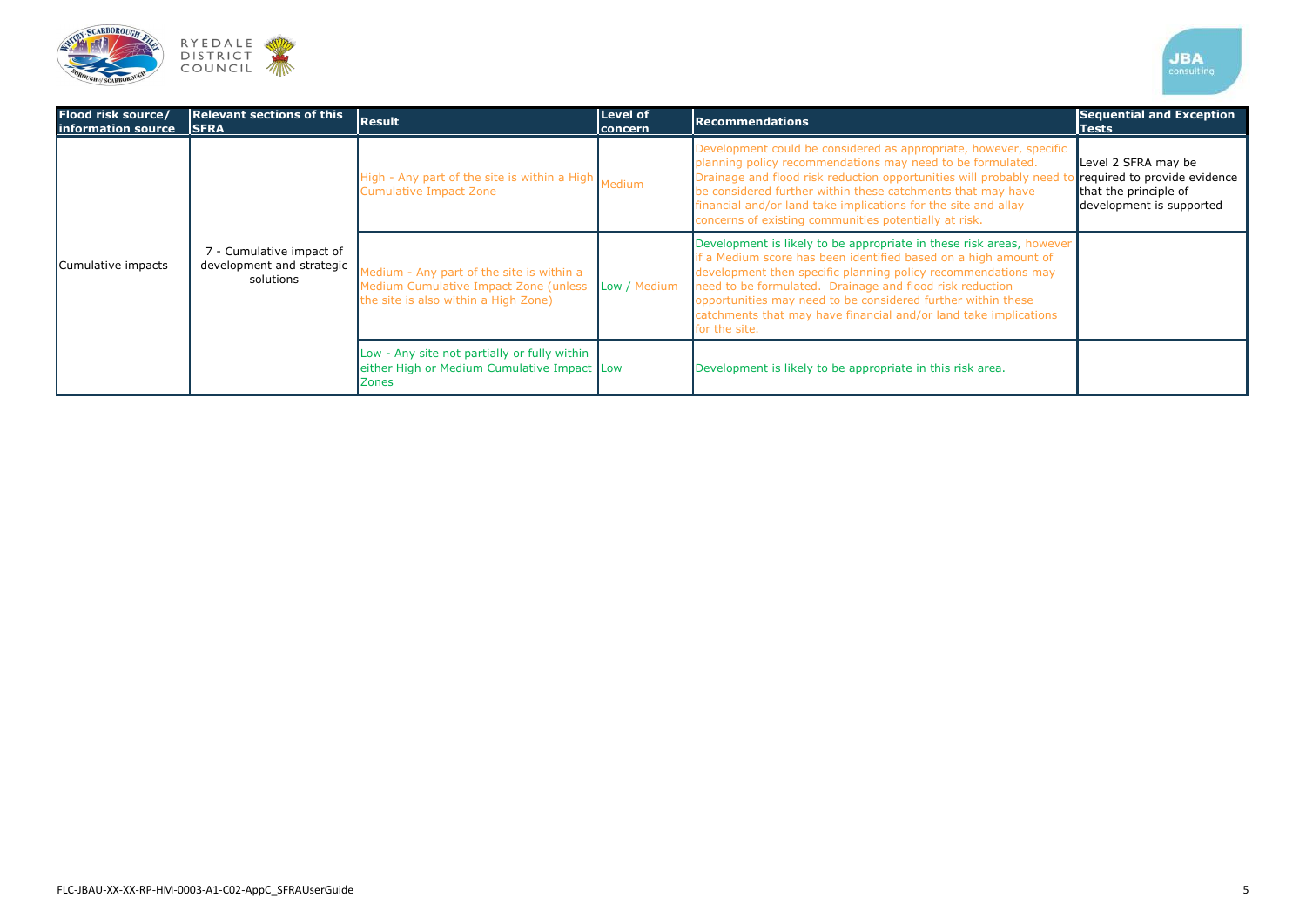| Flood risk source/ information source | Relevant sections of this SFRA | Result | Level of concern | Recommendations | Sequential and Exception Tests |
|---|---|---|---|---|---|
| Cumulative impacts | 7 - Cumulative impact of development and strategic solutions | High - Any part of the site is within a High Cumulative Impact Zone | Medium | Development could be considered as appropriate, however, specific planning policy recommendations may need to be formulated. Drainage and flood risk reduction opportunities will probably need to be considered further within these catchments that may have financial and/or land take implications for the site and allay concerns of existing communities potentially at risk. | Level 2 SFRA may be required to provide evidence that the principle of development is supported |
| | | Medium - Any part of the site is within a Medium Cumulative Impact Zone (unless the site is also within a High Zone) | Low / Medium | Development is likely to be appropriate in these risk areas, however if a Medium score has been identified based on a high amount of development then specific planning policy recommendations may need to be formulated. Drainage and flood risk reduction opportunities may need to be considered further within these catchments that may have financial and/or land take implications for the site. | |
| | | Low - Any site not partially or fully within either High or Medium Cumulative Impact Zones | Low | Development is likely to be appropriate in this risk area. | |